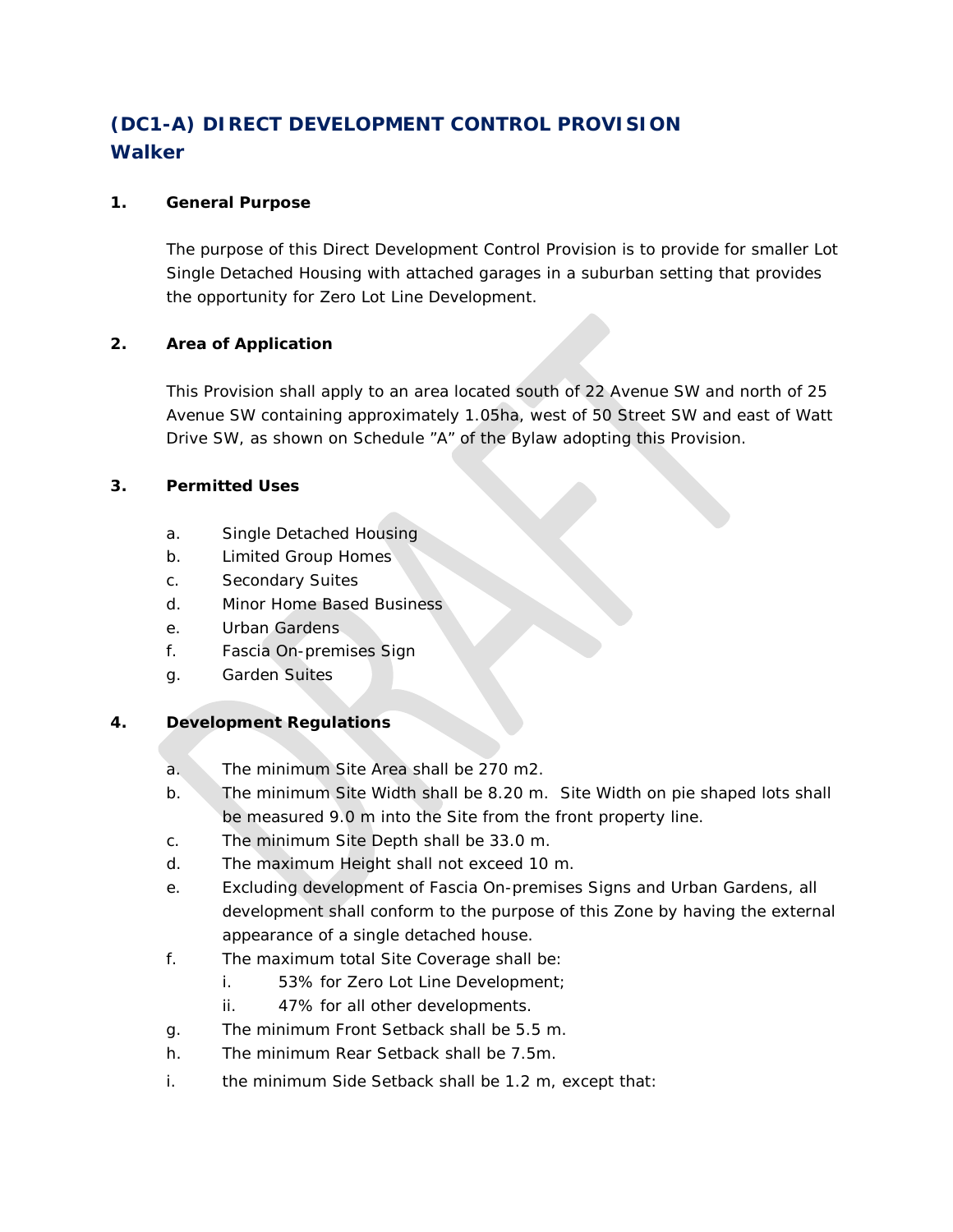# (DC1-A) DIRECT DEVELOPMENT CONTROL PROVISION
# Walker

**1. General Purpose**

The purpose of this Direct Development Control Provision is to provide for smaller Lot Single Detached Housing with attached garages in a suburban setting that provides the opportunity for Zero Lot Line Development.

**2. Area of Application**

This Provision shall apply to an area located south of 22 Avenue SW and north of 25 Avenue SW containing approximately 1.05ha, west of 50 Street SW and east of Watt Drive SW, as shown on Schedule "A" of the Bylaw adopting this Provision.

**3. Permitted Uses**

a. Single Detached Housing
b. Limited Group Homes
c. Secondary Suites
d. Minor Home Based Business
e. Urban Gardens
f. Fascia On-premises Sign
g. Garden Suites

**4. Development Regulations**

a. The minimum Site Area shall be 270 m2.
b. The minimum Site Width shall be 8.20 m. Site Width on pie shaped lots shall be measured 9.0 m into the Site from the front property line.
c. The minimum Site Depth shall be 33.0 m.
d. The maximum Height shall not exceed 10 m.
e. Excluding development of Fascia On-premises Signs and Urban Gardens, all development shall conform to the purpose of this Zone by having the external appearance of a single detached house.
f. The maximum total Site Coverage shall be:
   i. 53% for Zero Lot Line Development;
   ii. 47% for all other developments.
g. The minimum Front Setback shall be 5.5 m.
h. The minimum Rear Setback shall be 7.5m.
i. the minimum Side Setback shall be 1.2 m, except that: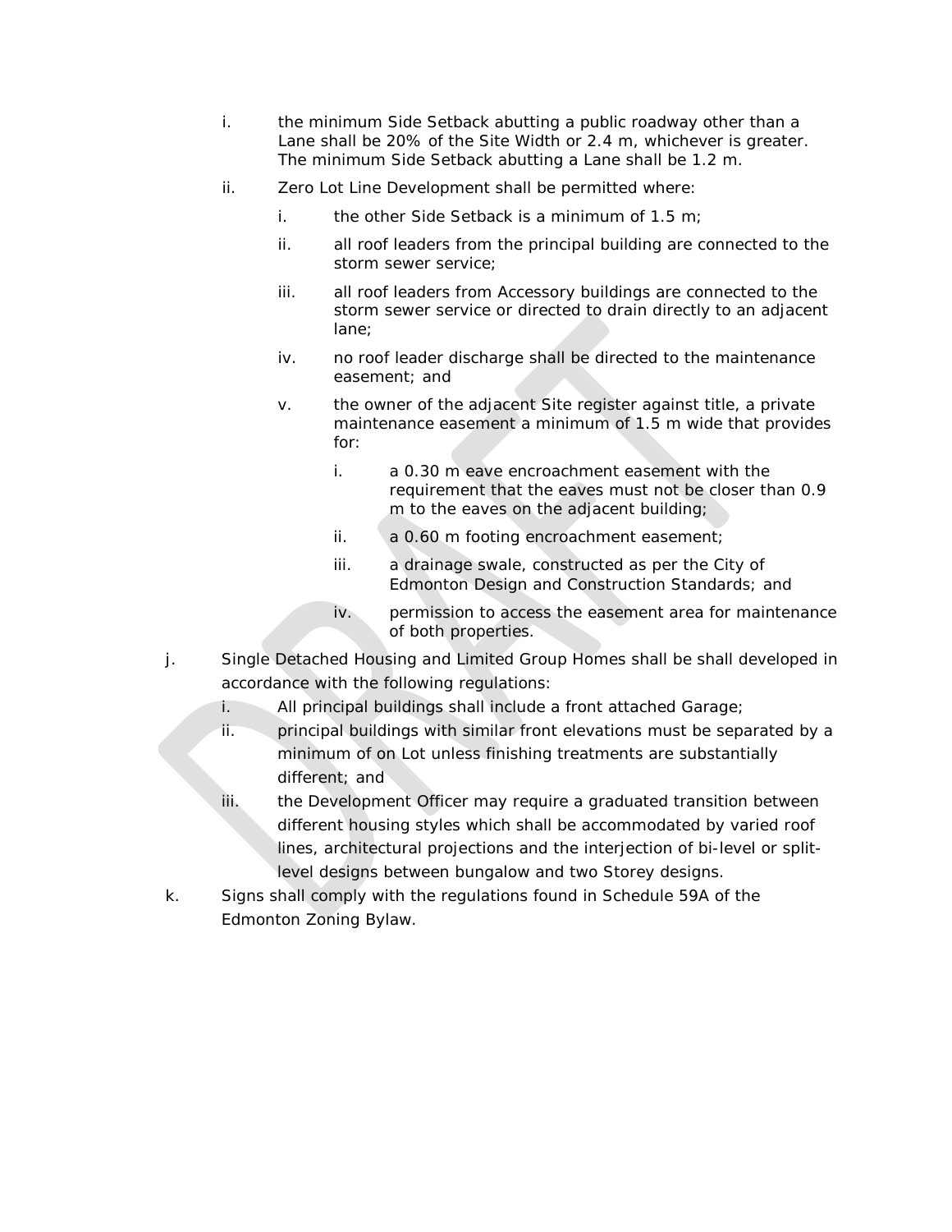i. the minimum Side Setback abutting a public roadway other than a Lane shall be 20% of the Site Width or 2.4 m, whichever is greater. The minimum Side Setback abutting a Lane shall be 1.2 m.

ii. Zero Lot Line Development shall be permitted where:

   i. the other Side Setback is a minimum of 1.5 m;

   ii. all roof leaders from the principal building are connected to the storm sewer service;

   iii. all roof leaders from Accessory buildings are connected to the storm sewer service or directed to drain directly to an adjacent lane;

   iv. no roof leader discharge shall be directed to the maintenance easement; and

   v. the owner of the adjacent Site register against title, a private maintenance easement a minimum of 1.5 m wide that provides for:

      i. a 0.30 m eave encroachment easement with the requirement that the eaves must not be closer than 0.9 m to the eaves on the adjacent building;

      ii. a 0.60 m footing encroachment easement;

      iii. a drainage swale, constructed as per the City of Edmonton Design and Construction Standards; and

      iv. permission to access the easement area for maintenance of both properties.

j. Single Detached Housing and Limited Group Homes shall be shall developed in accordance with the following regulations:

   i. All principal buildings shall include a front attached Garage;

   ii. principal buildings with similar front elevations must be separated by a minimum of on Lot unless finishing treatments are substantially different; and

   iii. the Development Officer may require a graduated transition between different housing styles which shall be accommodated by varied roof lines, architectural projections and the interjection of bi-level or split-level designs between bungalow and two Storey designs.

k. Signs shall comply with the regulations found in Schedule 59A of the Edmonton Zoning Bylaw.